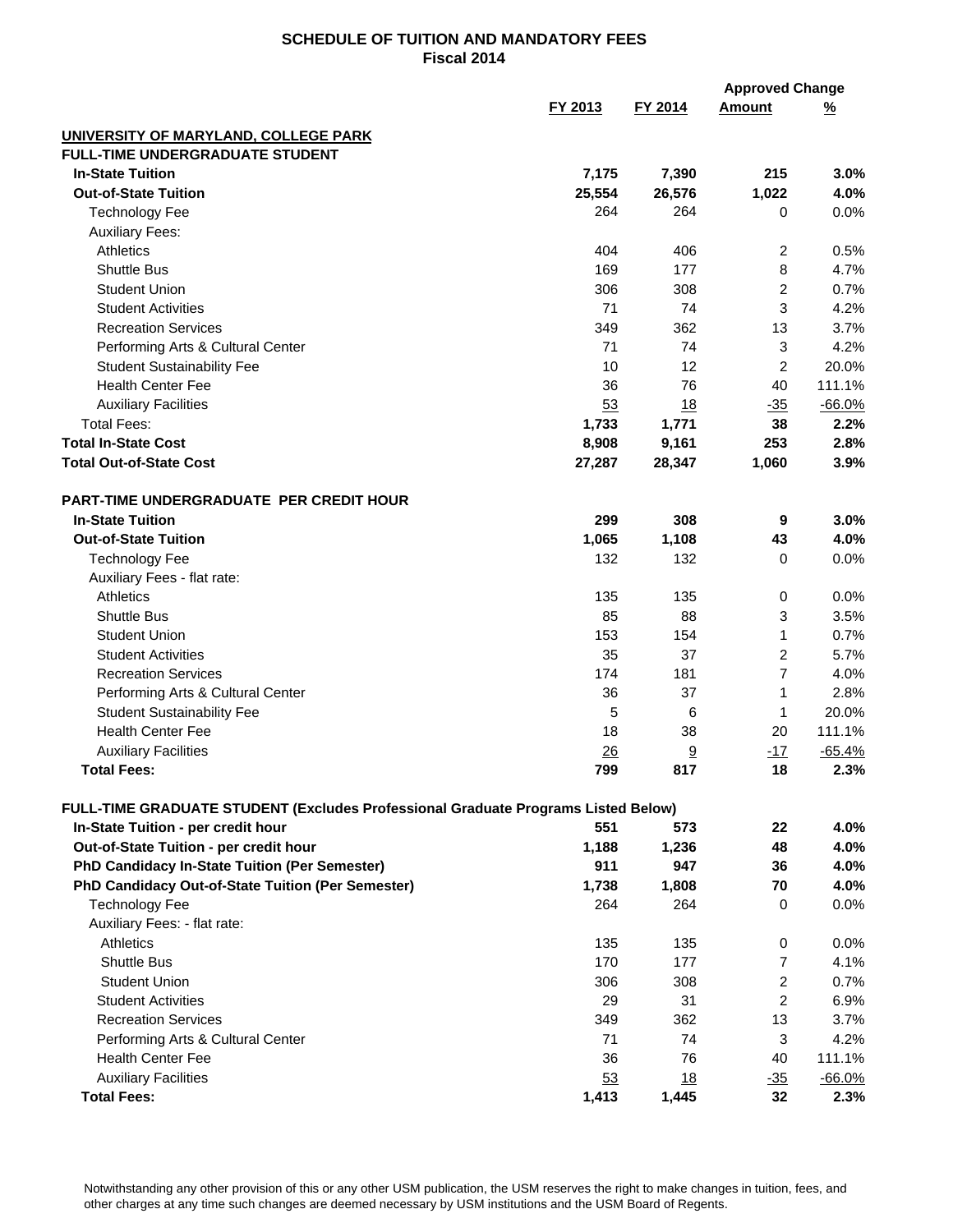# SCHEDULE OF TUITION AND MANDATORY FEES
## Fiscal 2014

| | FY 2013 | FY 2014 | Approved Change Amount | Approved Change % |
|---|---|---|---|---|
| **UNIVERSITY OF MARYLAND, COLLEGE PARK** | | | | |
| **FULL-TIME UNDERGRADUATE STUDENT** | | | | |
| **In-State Tuition** | **7,175** | **7,390** | **215** | **3.0%** |
| **Out-of-State Tuition** | **25,554** | **26,576** | **1,022** | **4.0%** |
| Technology Fee | 264 | 264 | 0 | 0.0% |
| Auxiliary Fees: | | | | |
| Athletics | 404 | 406 | 2 | 0.5% |
| Shuttle Bus | 169 | 177 | 8 | 4.7% |
| Student Union | 306 | 308 | 2 | 0.7% |
| Student Activities | 71 | 74 | 3 | 4.2% |
| Recreation Services | 349 | 362 | 13 | 3.7% |
| Performing Arts & Cultural Center | 71 | 74 | 3 | 4.2% |
| Student Sustainability Fee | 10 | 12 | 2 | 20.0% |
| Health Center Fee | 36 | 76 | 40 | 111.1% |
| Auxiliary Facilities | 53 | 18 | -35 | -66.0% |
| Total Fees: | **1,733** | **1,771** | **38** | **2.2%** |
| **Total In-State Cost** | **8,908** | **9,161** | **253** | **2.8%** |
| **Total Out-of-State Cost** | **27,287** | **28,347** | **1,060** | **3.9%** |
| | | | | |
| **PART-TIME UNDERGRADUATE PER CREDIT HOUR** | | | | |
| **In-State Tuition** | **299** | **308** | **9** | **3.0%** |
| **Out-of-State Tuition** | **1,065** | **1,108** | **43** | **4.0%** |
| Technology Fee | 132 | 132 | 0 | 0.0% |
| Auxiliary Fees - flat rate: | | | | |
| Athletics | 135 | 135 | 0 | 0.0% |
| Shuttle Bus | 85 | 88 | 3 | 3.5% |
| Student Union | 153 | 154 | 1 | 0.7% |
| Student Activities | 35 | 37 | 2 | 5.7% |
| Recreation Services | 174 | 181 | 7 | 4.0% |
| Performing Arts & Cultural Center | 36 | 37 | 1 | 2.8% |
| Student Sustainability Fee | 5 | 6 | 1 | 20.0% |
| Health Center Fee | 18 | 38 | 20 | 111.1% |
| Auxiliary Facilities | 26 | 9 | -17 | -65.4% |
| **Total Fees:** | **799** | **817** | **18** | **2.3%** |
| | | | | |
| **FULL-TIME GRADUATE STUDENT (Excludes Professional Graduate Programs Listed Below)** | | | | |
| **In-State Tuition - per credit hour** | **551** | **573** | **22** | **4.0%** |
| **Out-of-State Tuition - per credit hour** | **1,188** | **1,236** | **48** | **4.0%** |
| **PhD Candidacy In-State Tuition (Per Semester)** | **911** | **947** | **36** | **4.0%** |
| **PhD Candidacy Out-of-State Tuition (Per Semester)** | **1,738** | **1,808** | **70** | **4.0%** |
| Technology Fee | 264 | 264 | 0 | 0.0% |
| Auxiliary Fees: - flat rate: | | | | |
| Athletics | 135 | 135 | 0 | 0.0% |
| Shuttle Bus | 170 | 177 | 7 | 4.1% |
| Student Union | 306 | 308 | 2 | 0.7% |
| Student Activities | 29 | 31 | 2 | 6.9% |
| Recreation Services | 349 | 362 | 13 | 3.7% |
| Performing Arts & Cultural Center | 71 | 74 | 3 | 4.2% |
| Health Center Fee | 36 | 76 | 40 | 111.1% |
| Auxiliary Facilities | 53 | 18 | -35 | -66.0% |
| **Total Fees:** | **1,413** | **1,445** | **32** | **2.3%** |

Notwithstanding any other provision of this or any other USM publication, the USM reserves the right to make changes in tuition, fees, and other charges at any time such changes are deemed necessary by USM institutions and the USM Board of Regents.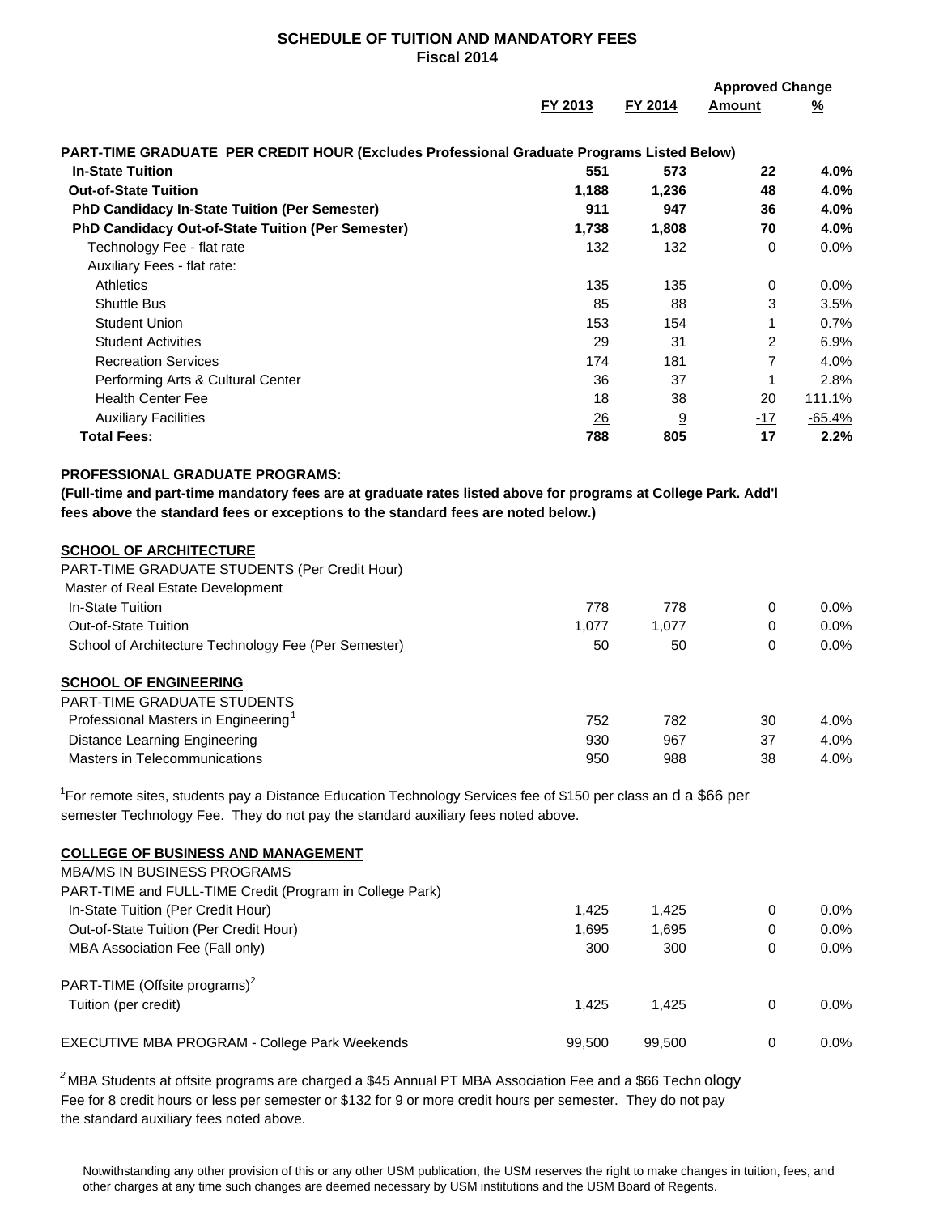## SCHEDULE OF TUITION AND MANDATORY FEES
### Fiscal 2014

| | FY 2013 | FY 2014 | Approved Change Amount | Approved Change % |
|---|---|---|---|---|
| **PART-TIME GRADUATE PER CREDIT HOUR (Excludes Professional Graduate Programs Listed Below)** | | | | |
| **In-State Tuition** | **551** | **573** | **22** | **4.0%** |
| **Out-of-State Tuition** | **1,188** | **1,236** | **48** | **4.0%** |
| **PhD Candidacy In-State Tuition (Per Semester)** | **911** | **947** | **36** | **4.0%** |
| **PhD Candidacy Out-of-State Tuition (Per Semester)** | **1,738** | **1,808** | **70** | **4.0%** |
| Technology Fee - flat rate | 132 | 132 | 0 | 0.0% |
| Auxiliary Fees - flat rate: | | | | |
| Athletics | 135 | 135 | 0 | 0.0% |
| Shuttle Bus | 85 | 88 | 3 | 3.5% |
| Student Union | 153 | 154 | 1 | 0.7% |
| Student Activities | 29 | 31 | 2 | 6.9% |
| Recreation Services | 174 | 181 | 7 | 4.0% |
| Performing Arts & Cultural Center | 36 | 37 | 1 | 2.8% |
| Health Center Fee | 18 | 38 | 20 | 111.1% |
| Auxiliary Facilities | 26 | 9 | -17 | -65.4% |
| **Total Fees:** | **788** | **805** | **17** | **2.2%** |

**PROFESSIONAL GRADUATE PROGRAMS:**

**(Full-time and part-time mandatory fees are at graduate rates listed above for programs at College Park. Add'l fees above the standard fees or exceptions to the standard fees are noted below.)**

| | FY 2013 | FY 2014 | Approved Change Amount | Approved Change % |
|---|---|---|---|---|
| **SCHOOL OF ARCHITECTURE** | | | | |
| PART-TIME GRADUATE STUDENTS (Per Credit Hour) | | | | |
| Master of Real Estate Development | | | | |
| In-State Tuition | 778 | 778 | 0 | 0.0% |
| Out-of-State Tuition | 1,077 | 1,077 | 0 | 0.0% |
| School of Architecture Technology Fee (Per Semester) | 50 | 50 | 0 | 0.0% |
| **SCHOOL OF ENGINEERING** | | | | |
| PART-TIME GRADUATE STUDENTS | | | | |
| Professional Masters in Engineering[1] | 752 | 782 | 30 | 4.0% |
| Distance Learning Engineering | 930 | 967 | 37 | 4.0% |
| Masters in Telecommunications | 950 | 988 | 38 | 4.0% |

[1]For remote sites, students pay a Distance Education Technology Services fee of $150 per class and a $66 per semester Technology Fee. They do not pay the standard auxiliary fees noted above.

| | FY 2013 | FY 2014 | Approved Change Amount | Approved Change % |
|---|---|---|---|---|
| **COLLEGE OF BUSINESS AND MANAGEMENT** | | | | |
| MBA/MS IN BUSINESS PROGRAMS | | | | |
| PART-TIME and FULL-TIME Credit (Program in College Park) | | | | |
| In-State Tuition (Per Credit Hour) | 1,425 | 1,425 | 0 | 0.0% |
| Out-of-State Tuition (Per Credit Hour) | 1,695 | 1,695 | 0 | 0.0% |
| MBA Association Fee (Fall only) | 300 | 300 | 0 | 0.0% |
| PART-TIME (Offsite programs)[2] | | | | |
| Tuition (per credit) | 1,425 | 1,425 | 0 | 0.0% |
| EXECUTIVE MBA PROGRAM - College Park Weekends | 99,500 | 99,500 | 0 | 0.0% |

[2] MBA Students at offsite programs are charged a $45 Annual PT MBA Association Fee and a $66 Technology Fee for 8 credit hours or less per semester or $132 for 9 or more credit hours per semester. They do not pay the standard auxiliary fees noted above.

Notwithstanding any other provision of this or any other USM publication, the USM reserves the right to make changes in tuition, fees, and other charges at any time such changes are deemed necessary by USM institutions and the USM Board of Regents.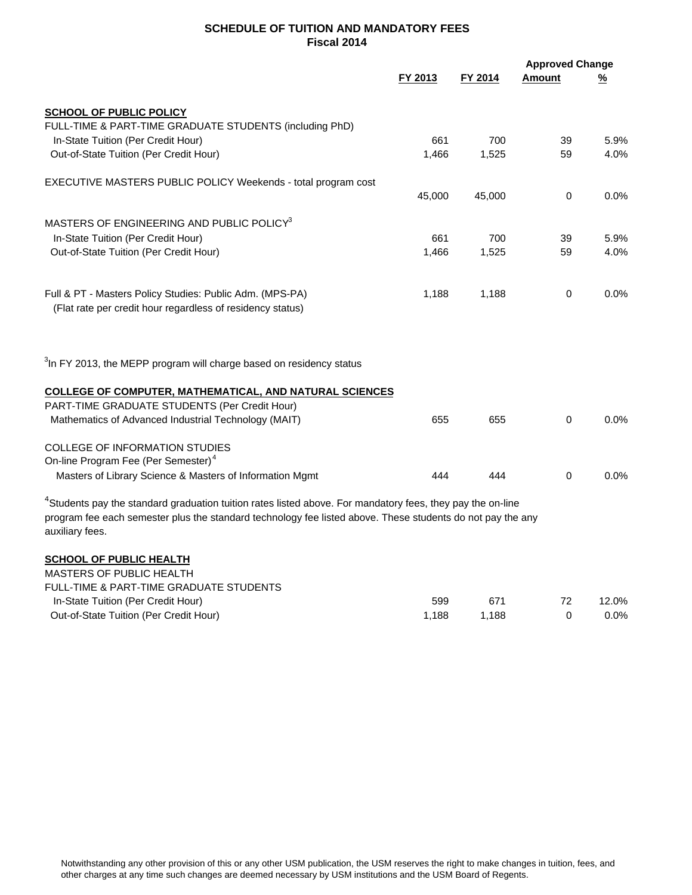## SCHEDULE OF TUITION AND MANDATORY FEES
## Fiscal 2014

| | FY 2013 | FY 2014 | Approved Change Amount | Approved Change % |
|---|---|---|---|---|
| **SCHOOL OF PUBLIC POLICY** | | | | |
| FULL-TIME & PART-TIME GRADUATE STUDENTS (including PhD) | | | | |
| In-State Tuition (Per Credit Hour) | 661 | 700 | 39 | 5.9% |
| Out-of-State Tuition (Per Credit Hour) | 1,466 | 1,525 | 59 | 4.0% |
| EXECUTIVE MASTERS PUBLIC POLICY Weekends - total program cost | 45,000 | 45,000 | 0 | 0.0% |
| MASTERS OF ENGINEERING AND PUBLIC POLICY[3] | | | | |
| In-State Tuition (Per Credit Hour) | 661 | 700 | 39 | 5.9% |
| Out-of-State Tuition (Per Credit Hour) | 1,466 | 1,525 | 59 | 4.0% |
| Full & PT - Masters Policy Studies: Public Adm. (MPS-PA) (Flat rate per credit hour regardless of residency status) | 1,188 | 1,188 | 0 | 0.0% |

[3]In FY 2013, the MEPP program will charge based on residency status

| | FY 2013 | FY 2014 | Approved Change Amount | Approved Change % |
|---|---|---|---|---|
| **COLLEGE OF COMPUTER, MATHEMATICAL, AND NATURAL SCIENCES** | | | | |
| PART-TIME GRADUATE STUDENTS (Per Credit Hour) | | | | |
| Mathematics of Advanced Industrial Technology (MAIT) | 655 | 655 | 0 | 0.0% |
| COLLEGE OF INFORMATION STUDIES | | | | |
| On-line Program Fee (Per Semester)[4] | | | | |
| Masters of Library Science & Masters of Information Mgmt | 444 | 444 | 0 | 0.0% |

[4]Students pay the standard graduation tuition rates listed above. For mandatory fees, they pay the on-line program fee each semester plus the standard technology fee listed above. These students do not pay the any auxiliary fees.

| | FY 2013 | FY 2014 | Approved Change Amount | Approved Change % |
|---|---|---|---|---|
| **SCHOOL OF PUBLIC HEALTH** | | | | |
| MASTERS OF PUBLIC HEALTH | | | | |
| FULL-TIME & PART-TIME GRADUATE STUDENTS | | | | |
| In-State Tuition (Per Credit Hour) | 599 | 671 | 72 | 12.0% |
| Out-of-State Tuition (Per Credit Hour) | 1,188 | 1,188 | 0 | 0.0% |

Notwithstanding any other provision of this or any other USM publication, the USM reserves the right to make changes in tuition, fees, and other charges at any time such changes are deemed necessary by USM institutions and the USM Board of Regents.